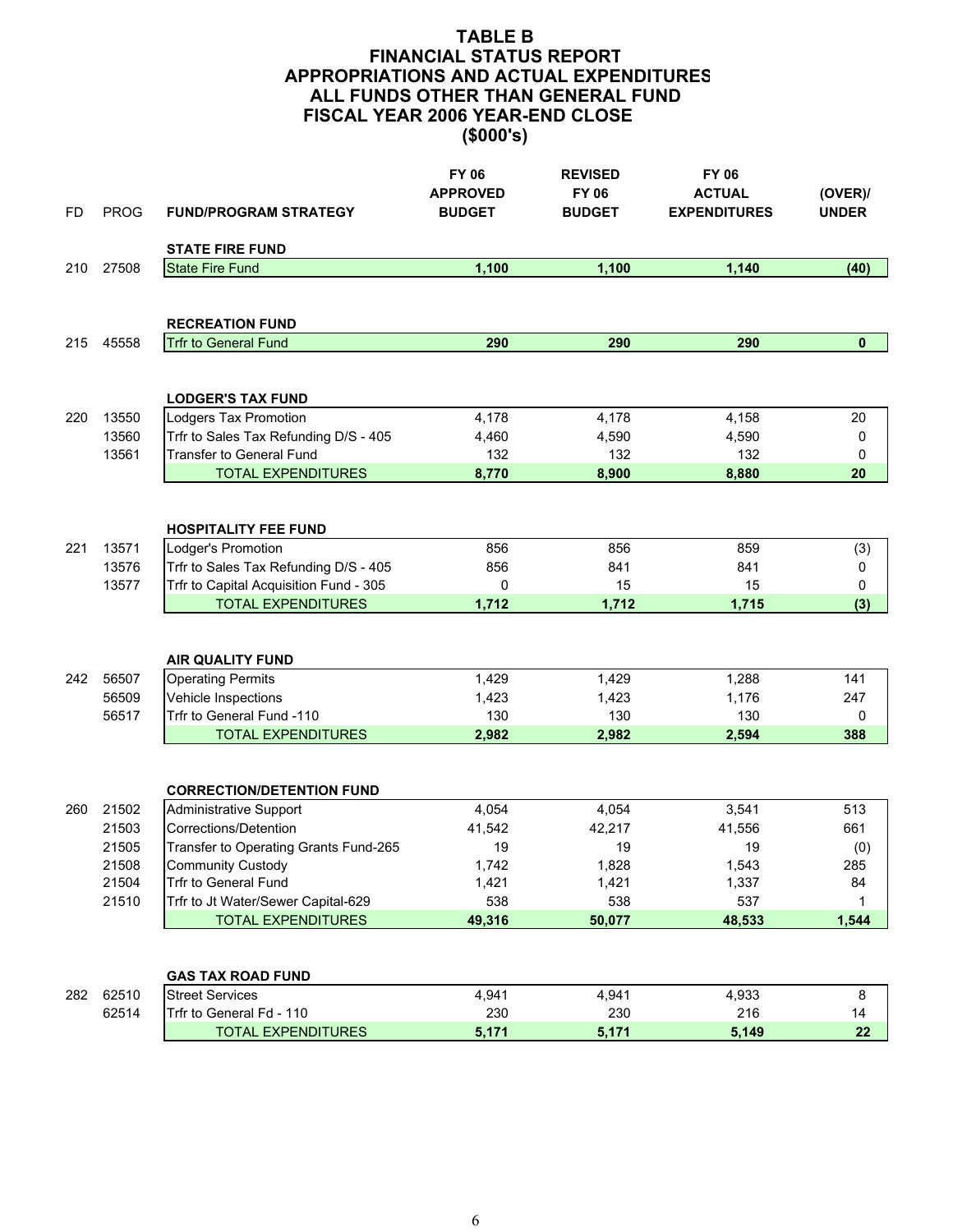# TABLE B
# FINANCIAL STATUS REPORT
# APPROPRIATIONS AND ACTUAL EXPENDITURES
# ALL FUNDS OTHER THAN GENERAL FUND
# FISCAL YEAR 2006 YEAR-END CLOSE
# ($000's)

| FD | PROG | FUND/PROGRAM STRATEGY | FY 06 APPROVED BUDGET | REVISED FY 06 BUDGET | FY 06 ACTUAL EXPENDITURES | (OVER)/ UNDER |
|---|---|---|---|---|---|---|
| | | **STATE FIRE FUND** | | | | |
| 210 | 27508 | State Fire Fund | **1,100** | **1,100** | **1,140** | **(40)** |
| | | **RECREATION FUND** | | | | |
| 215 | 45558 | Trfr to General Fund | **290** | **290** | **290** | **0** |
| | | **LODGER'S TAX FUND** | | | | |
| 220 | 13550 | Lodgers Tax Promotion | 4,178 | 4,178 | 4,158 | 20 |
| | 13560 | Trfr to Sales Tax Refunding D/S - 405 | 4,460 | 4,590 | 4,590 | 0 |
| | 13561 | Transfer to General Fund | 132 | 132 | 132 | 0 |
| | | TOTAL EXPENDITURES | **8,770** | **8,900** | **8,880** | **20** |
| | | **HOSPITALITY FEE FUND** | | | | |
| 221 | 13571 | Lodger's Promotion | 856 | 856 | 859 | (3) |
| | 13576 | Trfr to Sales Tax Refunding D/S - 405 | 856 | 841 | 841 | 0 |
| | 13577 | Trfr to Capital Acquisition Fund - 305 | 0 | 15 | 15 | 0 |
| | | TOTAL EXPENDITURES | **1,712** | **1,712** | **1,715** | **(3)** |
| | | **AIR QUALITY FUND** | | | | |
| 242 | 56507 | Operating Permits | 1,429 | 1,429 | 1,288 | 141 |
| | 56509 | Vehicle Inspections | 1,423 | 1,423 | 1,176 | 247 |
| | 56517 | Trfr to General Fund -110 | 130 | 130 | 130 | 0 |
| | | TOTAL EXPENDITURES | **2,982** | **2,982** | **2,594** | **388** |
| | | **CORRECTION/DETENTION FUND** | | | | |
| 260 | 21502 | Administrative Support | 4,054 | 4,054 | 3,541 | 513 |
| | 21503 | Corrections/Detention | 41,542 | 42,217 | 41,556 | 661 |
| | 21505 | Transfer to Operating Grants Fund-265 | 19 | 19 | 19 | (0) |
| | 21508 | Community Custody | 1,742 | 1,828 | 1,543 | 285 |
| | 21504 | Trfr to General Fund | 1,421 | 1,421 | 1,337 | 84 |
| | 21510 | Trfr to Jt Water/Sewer Capital-629 | 538 | 538 | 537 | 1 |
| | | TOTAL EXPENDITURES | **49,316** | **50,077** | **48,533** | **1,544** |
| | | **GAS TAX ROAD FUND** | | | | |
| 282 | 62510 | Street Services | 4,941 | 4,941 | 4,933 | 8 |
| | 62514 | Trfr to General Fd - 110 | 230 | 230 | 216 | 14 |
| | | TOTAL EXPENDITURES | **5,171** | **5,171** | **5,149** | **22** |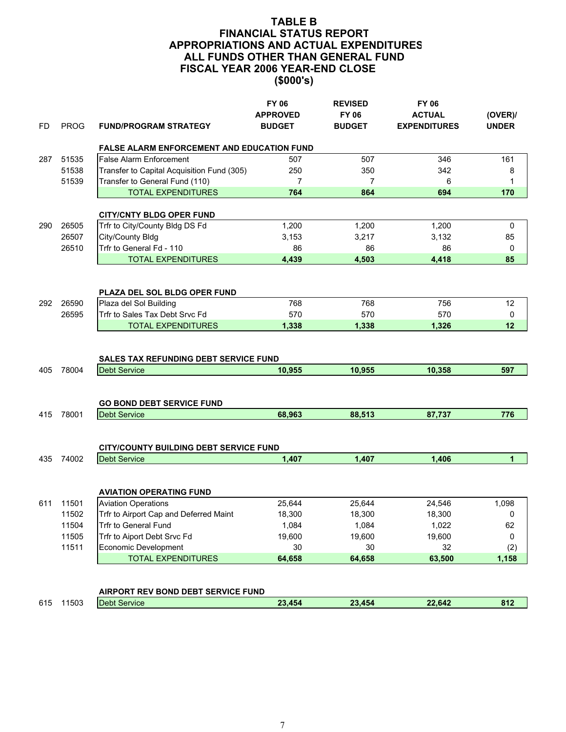# TABLE B
# FINANCIAL STATUS REPORT
# APPROPRIATIONS AND ACTUAL EXPENDITURES
# ALL FUNDS OTHER THAN GENERAL FUND
# FISCAL YEAR 2006 YEAR-END CLOSE
# ($000's)

| FD | PROG | FUND/PROGRAM STRATEGY | FY 06 APPROVED BUDGET | REVISED FY 06 BUDGET | FY 06 ACTUAL EXPENDITURES | (OVER)/ UNDER |
|---|---|---|---|---|---|---|
| | | **FALSE ALARM ENFORCEMENT AND EDUCATION FUND** | | | | |
| 287 | 51535 | False Alarm Enforcement | 507 | 507 | 346 | 161 |
| | 51538 | Transfer to Capital Acquisition Fund (305) | 250 | 350 | 342 | 8 |
| | 51539 | Transfer to General Fund (110) | 7 | 7 | 6 | 1 |
| | | TOTAL EXPENDITURES | **764** | **864** | **694** | **170** |
| | | **CITY/CNTY BLDG OPER FUND** | | | | |
| 290 | 26505 | Trfr to City/County Bldg DS Fd | 1,200 | 1,200 | 1,200 | 0 |
| | 26507 | City/County Bldg | 3,153 | 3,217 | 3,132 | 85 |
| | 26510 | Trfr to General Fd - 110 | 86 | 86 | 86 | 0 |
| | | TOTAL EXPENDITURES | **4,439** | **4,503** | **4,418** | **85** |
| | | **PLAZA DEL SOL BLDG OPER FUND** | | | | |
| 292 | 26590 | Plaza del Sol Building | 768 | 768 | 756 | 12 |
| | 26595 | Trfr to Sales Tax Debt Srvc Fd | 570 | 570 | 570 | 0 |
| | | TOTAL EXPENDITURES | **1,338** | **1,338** | **1,326** | **12** |
| | | **SALES TAX REFUNDING DEBT SERVICE FUND** | | | | |
| 405 | 78004 | Debt Service | **10,955** | **10,955** | **10,358** | **597** |
| | | **GO BOND DEBT SERVICE FUND** | | | | |
| 415 | 78001 | Debt Service | **68,963** | **88,513** | **87,737** | **776** |
| | | **CITY/COUNTY BUILDING DEBT SERVICE FUND** | | | | |
| 435 | 74002 | Debt Service | **1,407** | **1,407** | **1,406** | **1** |
| | | **AVIATION OPERATING FUND** | | | | |
| 611 | 11501 | Aviation Operations | 25,644 | 25,644 | 24,546 | 1,098 |
| | 11502 | Trfr to Airport Cap and Deferred Maint | 18,300 | 18,300 | 18,300 | 0 |
| | 11504 | Trfr to General Fund | 1,084 | 1,084 | 1,022 | 62 |
| | 11505 | Trfr to Aiport Debt Srvc Fd | 19,600 | 19,600 | 19,600 | 0 |
| | 11511 | Economic Development | 30 | 30 | 32 | (2) |
| | | TOTAL EXPENDITURES | **64,658** | **64,658** | **63,500** | **1,158** |
| | | **AIRPORT REV BOND DEBT SERVICE FUND** | | | | |
| 615 | 11503 | Debt Service | **23,454** | **23,454** | **22,642** | **812** |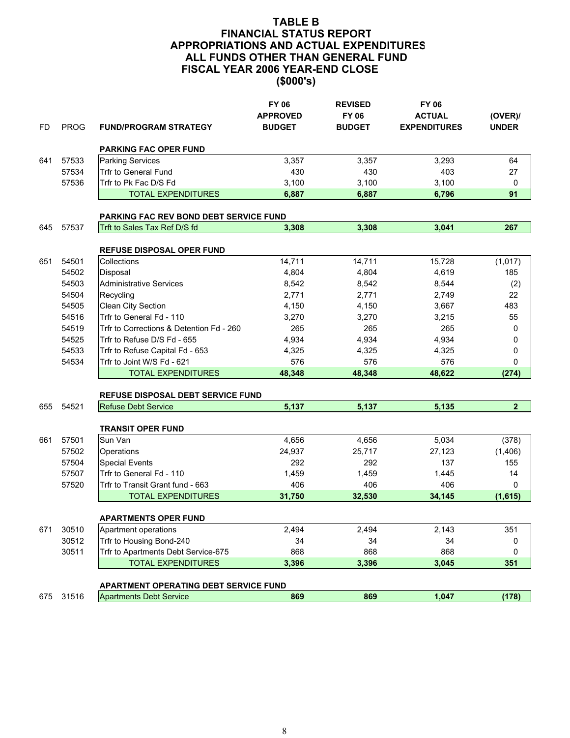# TABLE B
## FINANCIAL STATUS REPORT
## APPROPRIATIONS AND ACTUAL EXPENDITURES
## ALL FUNDS OTHER THAN GENERAL FUND
## FISCAL YEAR 2006 YEAR-END CLOSE
## ($000's)

| FD | PROG | FUND/PROGRAM STRATEGY | FY 06 APPROVED BUDGET | REVISED FY 06 BUDGET | FY 06 ACTUAL EXPENDITURES | (OVER)/ UNDER |
|---|---|---|---|---|---|---|
| | | **PARKING FAC OPER FUND** | | | | |
| 641 | 57533 | Parking Services | 3,357 | 3,357 | 3,293 | 64 |
| | 57534 | Trfr to General Fund | 430 | 430 | 403 | 27 |
| | 57536 | Trfr to Pk Fac D/S Fd | 3,100 | 3,100 | 3,100 | 0 |
| | | TOTAL EXPENDITURES | **6,887** | **6,887** | **6,796** | **91** |
| | | **PARKING FAC REV BOND DEBT SERVICE FUND** | | | | |
| 645 | 57537 | Trft to Sales Tax Ref D/S fd | **3,308** | **3,308** | **3,041** | **267** |
| | | **REFUSE DISPOSAL OPER FUND** | | | | |
| 651 | 54501 | Collections | 14,711 | 14,711 | 15,728 | (1,017) |
| | 54502 | Disposal | 4,804 | 4,804 | 4,619 | 185 |
| | 54503 | Administrative Services | 8,542 | 8,542 | 8,544 | (2) |
| | 54504 | Recycling | 2,771 | 2,771 | 2,749 | 22 |
| | 54505 | Clean City Section | 4,150 | 4,150 | 3,667 | 483 |
| | 54516 | Trfr to General Fd - 110 | 3,270 | 3,270 | 3,215 | 55 |
| | 54519 | Trfr to Corrections & Detention Fd - 260 | 265 | 265 | 265 | 0 |
| | 54525 | Trfr to Refuse D/S Fd - 655 | 4,934 | 4,934 | 4,934 | 0 |
| | 54533 | Trfr to Refuse Capital Fd - 653 | 4,325 | 4,325 | 4,325 | 0 |
| | 54534 | Trfr to Joint W/S Fd - 621 | 576 | 576 | 576 | 0 |
| | | TOTAL EXPENDITURES | **48,348** | **48,348** | **48,622** | **(274)** |
| | | **REFUSE DISPOSAL DEBT SERVICE FUND** | | | | |
| 655 | 54521 | Refuse Debt Service | **5,137** | **5,137** | **5,135** | **2** |
| | | **TRANSIT OPER FUND** | | | | |
| 661 | 57501 | Sun Van | 4,656 | 4,656 | 5,034 | (378) |
| | 57502 | Operations | 24,937 | 25,717 | 27,123 | (1,406) |
| | 57504 | Special Events | 292 | 292 | 137 | 155 |
| | 57507 | Trfr to General Fd - 110 | 1,459 | 1,459 | 1,445 | 14 |
| | 57520 | Trfr to Transit Grant fund - 663 | 406 | 406 | 406 | 0 |
| | | TOTAL EXPENDITURES | **31,750** | **32,530** | **34,145** | **(1,615)** |
| | | **APARTMENTS OPER FUND** | | | | |
| 671 | 30510 | Apartment operations | 2,494 | 2,494 | 2,143 | 351 |
| | 30512 | Trfr to Housing Bond-240 | 34 | 34 | 34 | 0 |
| | 30511 | Trfr to Apartments Debt Service-675 | 868 | 868 | 868 | 0 |
| | | TOTAL EXPENDITURES | **3,396** | **3,396** | **3,045** | **351** |
| | | **APARTMENT OPERATING DEBT SERVICE FUND** | | | | |
| 675 | 31516 | Apartments Debt Service | **869** | **869** | **1,047** | **(178)** |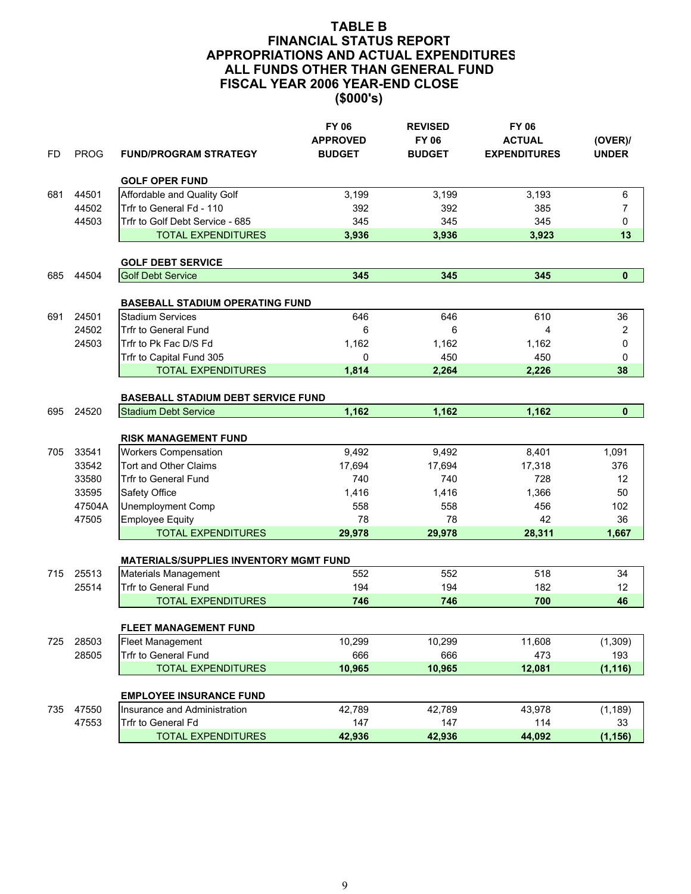# TABLE B
## FINANCIAL STATUS REPORT
## APPROPRIATIONS AND ACTUAL EXPENDITURES
## ALL FUNDS OTHER THAN GENERAL FUND
## FISCAL YEAR 2006 YEAR-END CLOSE
## ($000's)

| FD | PROG | FUND/PROGRAM STRATEGY | FY 06 APPROVED BUDGET | REVISED FY 06 BUDGET | FY 06 ACTUAL EXPENDITURES | (OVER)/ UNDER |
|---|---|---|---|---|---|---|
| | | **GOLF OPER FUND** | | | | |
| 681 | 44501 | Affordable and Quality Golf | 3,199 | 3,199 | 3,193 | 6 |
| | 44502 | Trfr to General Fd - 110 | 392 | 392 | 385 | 7 |
| | 44503 | Trfr to Golf Debt Service - 685 | 345 | 345 | 345 | 0 |
| | | TOTAL EXPENDITURES | **3,936** | **3,936** | **3,923** | **13** |
| | | **GOLF DEBT SERVICE** | | | | |
| 685 | 44504 | Golf Debt Service | **345** | **345** | **345** | **0** |
| | | **BASEBALL STADIUM OPERATING FUND** | | | | |
| 691 | 24501 | Stadium Services | 646 | 646 | 610 | 36 |
| | 24502 | Trfr to General Fund | 6 | 6 | 4 | 2 |
| | 24503 | Trfr to Pk Fac D/S Fd | 1,162 | 1,162 | 1,162 | 0 |
| | | Trfr to Capital Fund 305 | 0 | 450 | 450 | 0 |
| | | TOTAL EXPENDITURES | **1,814** | **2,264** | **2,226** | **38** |
| | | **BASEBALL STADIUM DEBT SERVICE FUND** | | | | |
| 695 | 24520 | Stadium Debt Service | **1,162** | **1,162** | **1,162** | **0** |
| | | **RISK MANAGEMENT FUND** | | | | |
| 705 | 33541 | Workers Compensation | 9,492 | 9,492 | 8,401 | 1,091 |
| | 33542 | Tort and Other Claims | 17,694 | 17,694 | 17,318 | 376 |
| | 33580 | Trfr to General Fund | 740 | 740 | 728 | 12 |
| | 33595 | Safety Office | 1,416 | 1,416 | 1,366 | 50 |
| | 47504A | Unemployment Comp | 558 | 558 | 456 | 102 |
| | 47505 | Employee Equity | 78 | 78 | 42 | 36 |
| | | TOTAL EXPENDITURES | **29,978** | **29,978** | **28,311** | **1,667** |
| | | **MATERIALS/SUPPLIES INVENTORY MGMT FUND** | | | | |
| 715 | 25513 | Materials Management | 552 | 552 | 518 | 34 |
| | 25514 | Trfr to General Fund | 194 | 194 | 182 | 12 |
| | | TOTAL EXPENDITURES | **746** | **746** | **700** | **46** |
| | | **FLEET MANAGEMENT FUND** | | | | |
| 725 | 28503 | Fleet Management | 10,299 | 10,299 | 11,608 | (1,309) |
| | 28505 | Trfr to General Fund | 666 | 666 | 473 | 193 |
| | | TOTAL EXPENDITURES | **10,965** | **10,965** | **12,081** | **(1,116)** |
| | | **EMPLOYEE INSURANCE FUND** | | | | |
| 735 | 47550 | Insurance and Administration | 42,789 | 42,789 | 43,978 | (1,189) |
| | 47553 | Trfr to General Fd | 147 | 147 | 114 | 33 |
| | | TOTAL EXPENDITURES | **42,936** | **42,936** | **44,092** | **(1,156)** |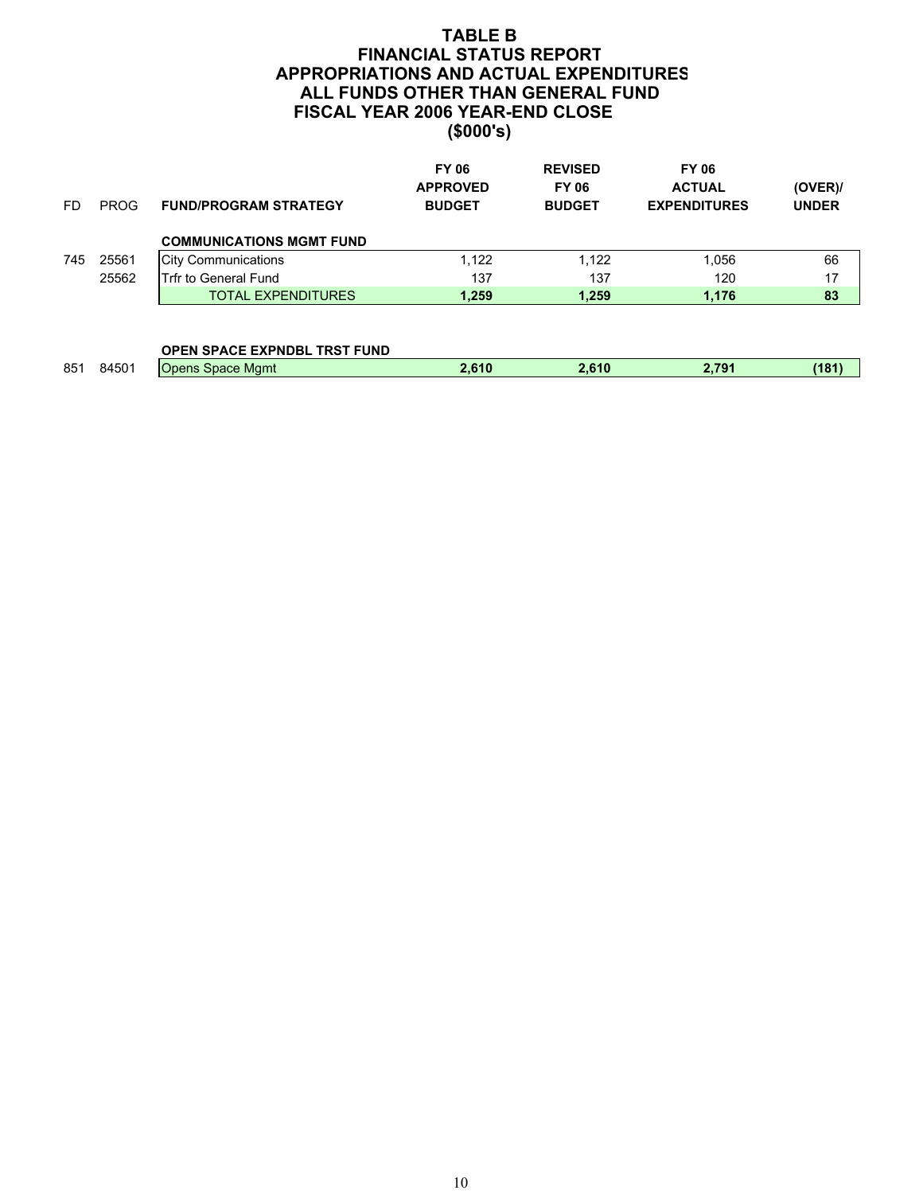# TABLE B
## FINANCIAL STATUS REPORT
## APPROPRIATIONS AND ACTUAL EXPENDITURES
## ALL FUNDS OTHER THAN GENERAL FUND
## FISCAL YEAR 2006 YEAR-END CLOSE
## ($000's)

| FD | PROG | FUND/PROGRAM STRATEGY | FY 06 APPROVED BUDGET | REVISED FY 06 BUDGET | FY 06 ACTUAL EXPENDITURES | (OVER)/ UNDER |
|---|---|---|---|---|---|---|
| | | **COMMUNICATIONS MGMT FUND** | | | | |
| 745 | 25561 | City Communications | 1,122 | 1,122 | 1,056 | 66 |
| | 25562 | Trfr to General Fund | 137 | 137 | 120 | 17 |
| | | TOTAL EXPENDITURES | **1,259** | **1,259** | **1,176** | **83** |
| | | **OPEN SPACE EXPNDBL TRST FUND** | | | | |
| 851 | 84501 | Opens Space Mgmt | **2,610** | **2,610** | **2,791** | **(181)** |